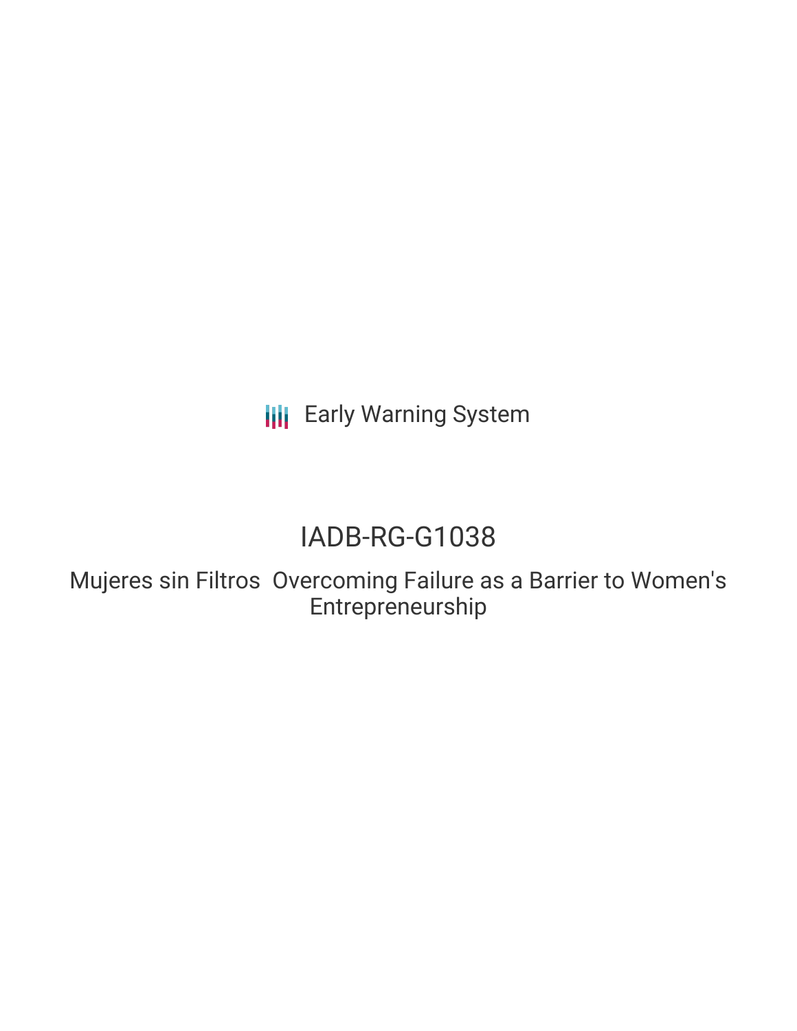Early Warning System

# IADB-RG-G1038

## Mujeres sin Filtros  Overcoming Failure as a Barrier to Women's Entrepreneurship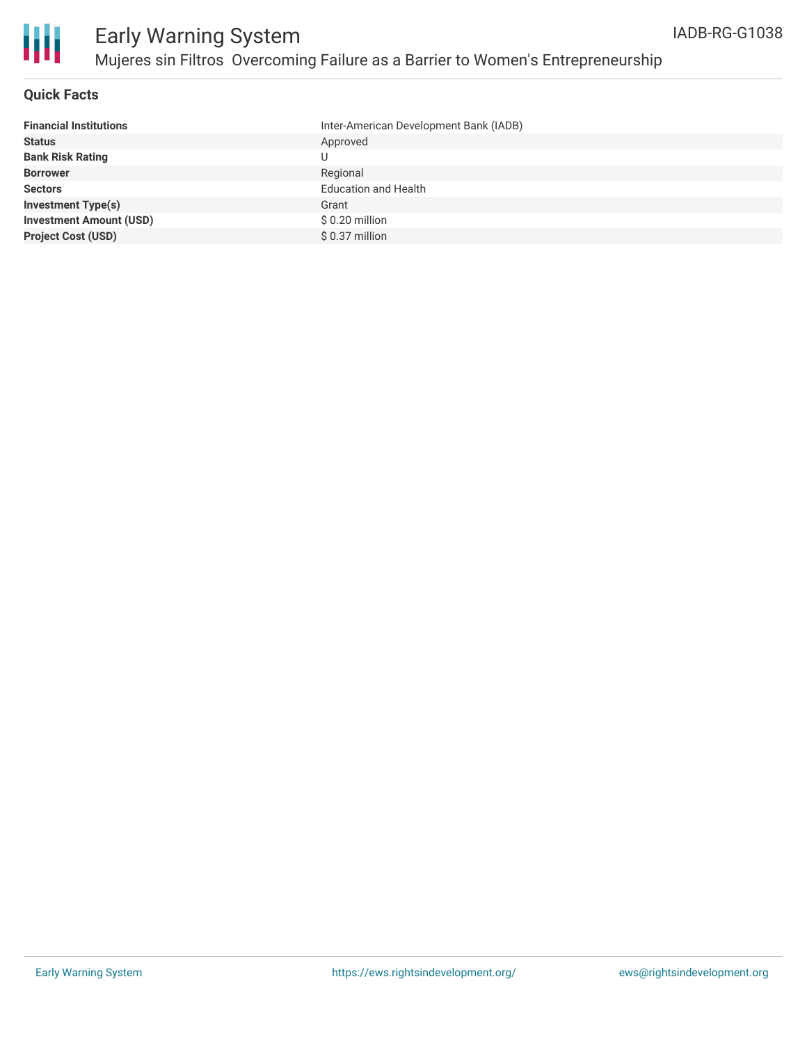# Early Warning System

## Mujeres sin Filtros  Overcoming Failure as a Barrier to Women's Entrepreneurship

IADB-RG-G1038

### Quick Facts

| | |
|---|---|
| **Financial Institutions** | Inter-American Development Bank (IADB) |
| **Status** | Approved |
| **Bank Risk Rating** | U |
| **Borrower** | Regional |
| **Sectors** | Education and Health |
| **Investment Type(s)** | Grant |
| **Investment Amount (USD)** | $ 0.20 million |
| **Project Cost (USD)** | $ 0.37 million |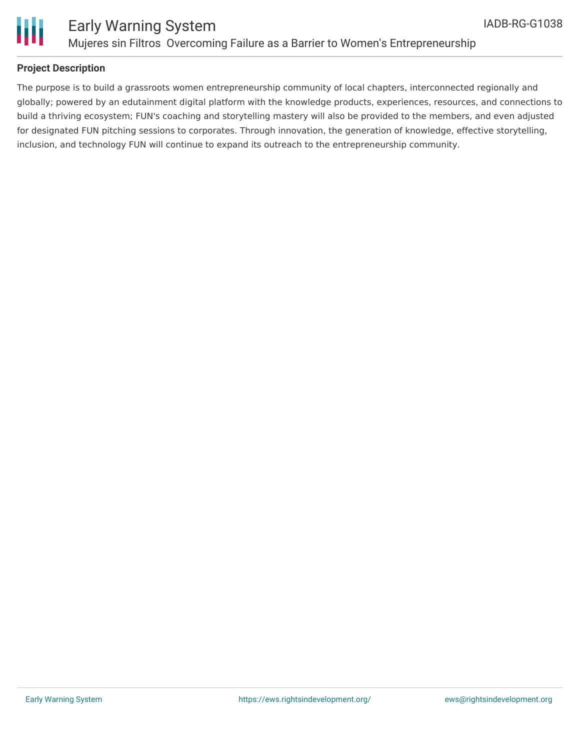## Project Description

The purpose is to build a grassroots women entrepreneurship community of local chapters, interconnected regionally and globally; powered by an edutainment digital platform with the knowledge products, experiences, resources, and connections to build a thriving ecosystem; FUN's coaching and storytelling mastery will also be provided to the members, and even adjusted for designated FUN pitching sessions to corporates. Through innovation, the generation of knowledge, effective storytelling, inclusion, and technology FUN will continue to expand its outreach to the entrepreneurship community.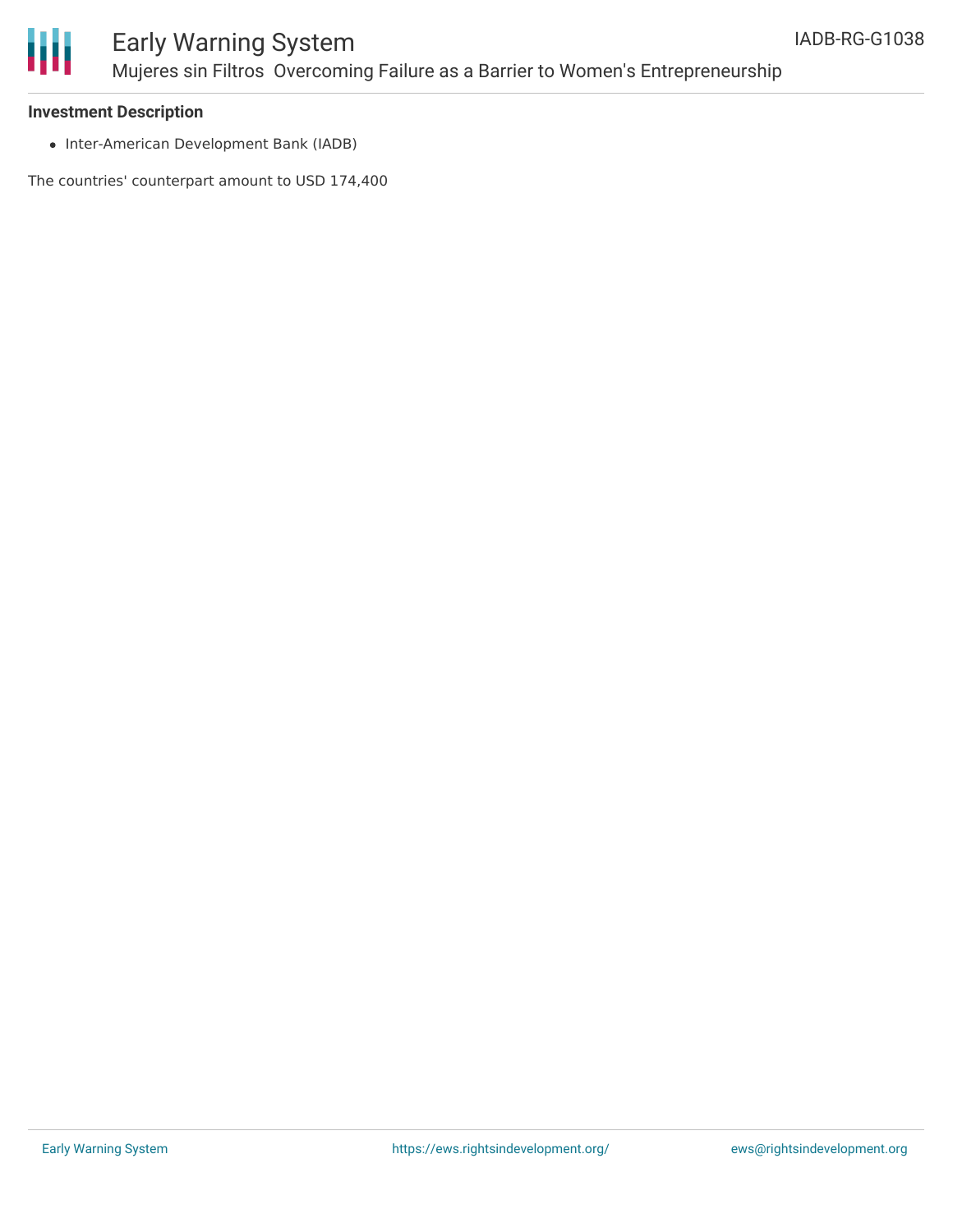**Investment Description**

- Inter-American Development Bank (IADB)

The countries' counterpart amount to USD 174,400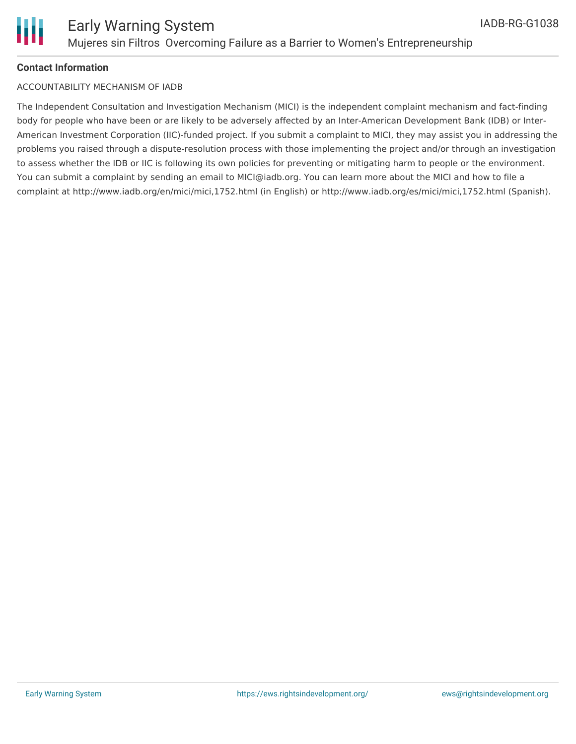**Contact Information**

ACCOUNTABILITY MECHANISM OF IADB

The Independent Consultation and Investigation Mechanism (MICI) is the independent complaint mechanism and fact-finding body for people who have been or are likely to be adversely affected by an Inter-American Development Bank (IDB) or Inter-American Investment Corporation (IIC)-funded project. If you submit a complaint to MICI, they may assist you in addressing the problems you raised through a dispute-resolution process with those implementing the project and/or through an investigation to assess whether the IDB or IIC is following its own policies for preventing or mitigating harm to people or the environment. You can submit a complaint by sending an email to MICI@iadb.org. You can learn more about the MICI and how to file a complaint at http://www.iadb.org/en/mici/mici,1752.html (in English) or http://www.iadb.org/es/mici/mici,1752.html (Spanish).